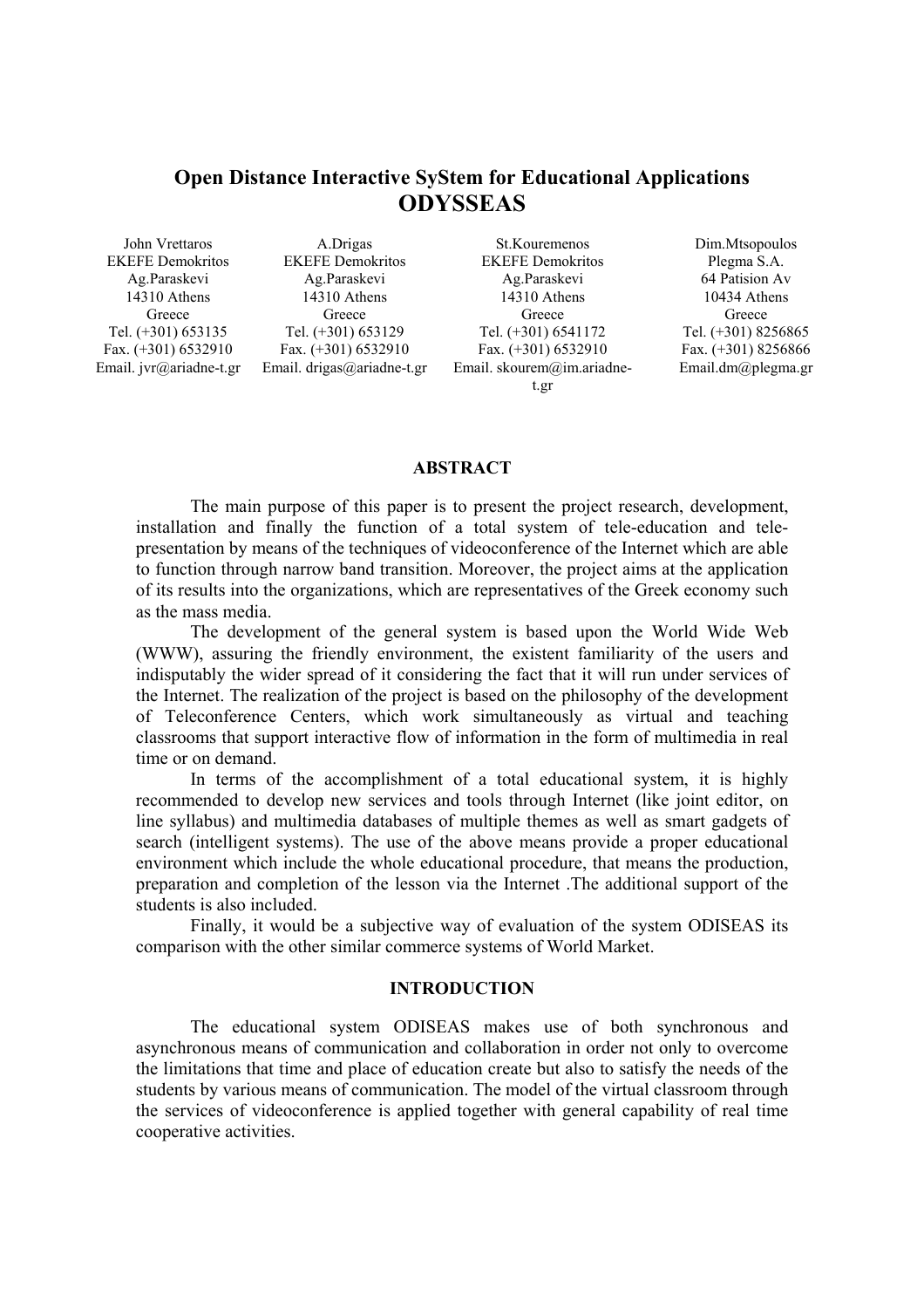# Open Distance Interactive SyStem for Educational Applications
# ODYSSEAS

John Vrettaros
EKEFE Demokritos
Ag.Paraskevi
14310 Athens
Greece
Tel. (+301) 653135
Fax. (+301) 6532910
Email. jvr@ariadne-t.gr

A.Drigas
EKEFE Demokritos
Ag.Paraskevi
14310 Athens
Greece
Tel. (+301) 653129
Fax. (+301) 6532910
Email. drigas@ariadne-t.gr

St.Kouremenos
EKEFE Demokritos
Ag.Paraskevi
14310 Athens
Greece
Tel. (+301) 6541172
Fax. (+301) 6532910
Email. skourem@im.ariadne-t.gr

Dim.Mtsopoulos
Plegma S.A.
64 Patision Av
10434 Athens
Greece
Tel. (+301) 8256865
Fax. (+301) 8256866
Email.dm@plegma.gr

## ABSTRACT

The main purpose of this paper is to present the project research, development, installation and finally the function of a total system of tele-education and tele-presentation by means of the techniques of videoconference of the Internet which are able to function through narrow band transition. Moreover, the project aims at the application of its results into the organizations, which are representatives of the Greek economy such as the mass media.

The development of the general system is based upon the World Wide Web (WWW), assuring the friendly environment, the existent familiarity of the users and indisputably the wider spread of it considering the fact that it will run under services of the Internet. The realization of the project is based on the philosophy of the development of Teleconference Centers, which work simultaneously as virtual and teaching classrooms that support interactive flow of information in the form of multimedia in real time or on demand.

In terms of the accomplishment of a total educational system, it is highly recommended to develop new services and tools through Internet (like joint editor, on line syllabus) and multimedia databases of multiple themes as well as smart gadgets of search (intelligent systems). The use of the above means provide a proper educational environment which include the whole educational procedure, that means the production, preparation and completion of the lesson via the Internet .The additional support of the students is also included.

Finally, it would be a subjective way of evaluation of the system ODISEAS its comparison with the other similar commerce systems of World Market.

## INTRODUCTION

The educational system ODISEAS makes use of both synchronous and asynchronous means of communication and collaboration in order not only to overcome the limitations that time and place of education create but also to satisfy the needs of the students by various means of communication. The model of the virtual classroom through the services of videoconference is applied together with general capability of real time cooperative activities.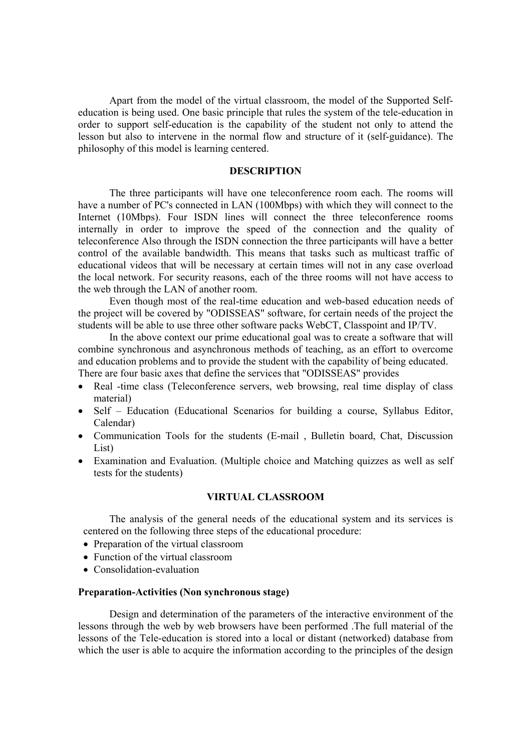Apart from the model of the virtual classroom, the model of the Supported Self-education is being used. One basic principle that rules the system of the tele-education in order to support self-education is the capability of the student not only to attend the lesson but also to intervene in the normal flow and structure of it (self-guidance). The philosophy of this model is learning centered.

## DESCRIPTION

The three participants will have one teleconference room each. The rooms will have a number of PC's connected in LAN (100Mbps) with which they will connect to the Internet (10Mbps). Four ISDN lines will connect the three teleconference rooms internally in order to improve the speed of the connection and the quality of teleconference Also through the ISDN connection the three participants will have a better control of the available bandwidth. This means that tasks such as multicast traffic of educational videos that will be necessary at certain times will not in any case overload the local network. For security reasons, each of the three rooms will not have access to the web through the LAN of another room.

Even though most of the real-time education and web-based education needs of the project will be covered by "ODISSEAS" software, for certain needs of the project the students will be able to use three other software packs WebCT, Classpoint and IP/TV.

In the above context our prime educational goal was to create a software that will combine synchronous and asynchronous methods of teaching, as an effort to overcome and education problems and to provide the student with the capability of being educated. There are four basic axes that define the services that "ODISSEAS" provides

- Real -time class (Teleconference servers, web browsing, real time display of class material)
- Self – Education (Educational Scenarios for building a course, Syllabus Editor, Calendar)
- Communication Tools for the students (E-mail , Bulletin board, Chat, Discussion List)
- Examination and Evaluation. (Multiple choice and Matching quizzes as well as self tests for the students)

## VIRTUAL CLASSROOM

The analysis of the general needs of the educational system and its services is centered on the following three steps of the educational procedure:

- Preparation of the virtual classroom
- Function of the virtual classroom
- Consolidation-evaluation

### Preparation-Activities (Non synchronous stage)

Design and determination of the parameters of the interactive environment of the lessons through the web by web browsers have been performed .The full material of the lessons of the Tele-education is stored into a local or distant (networked) database from which the user is able to acquire the information according to the principles of the design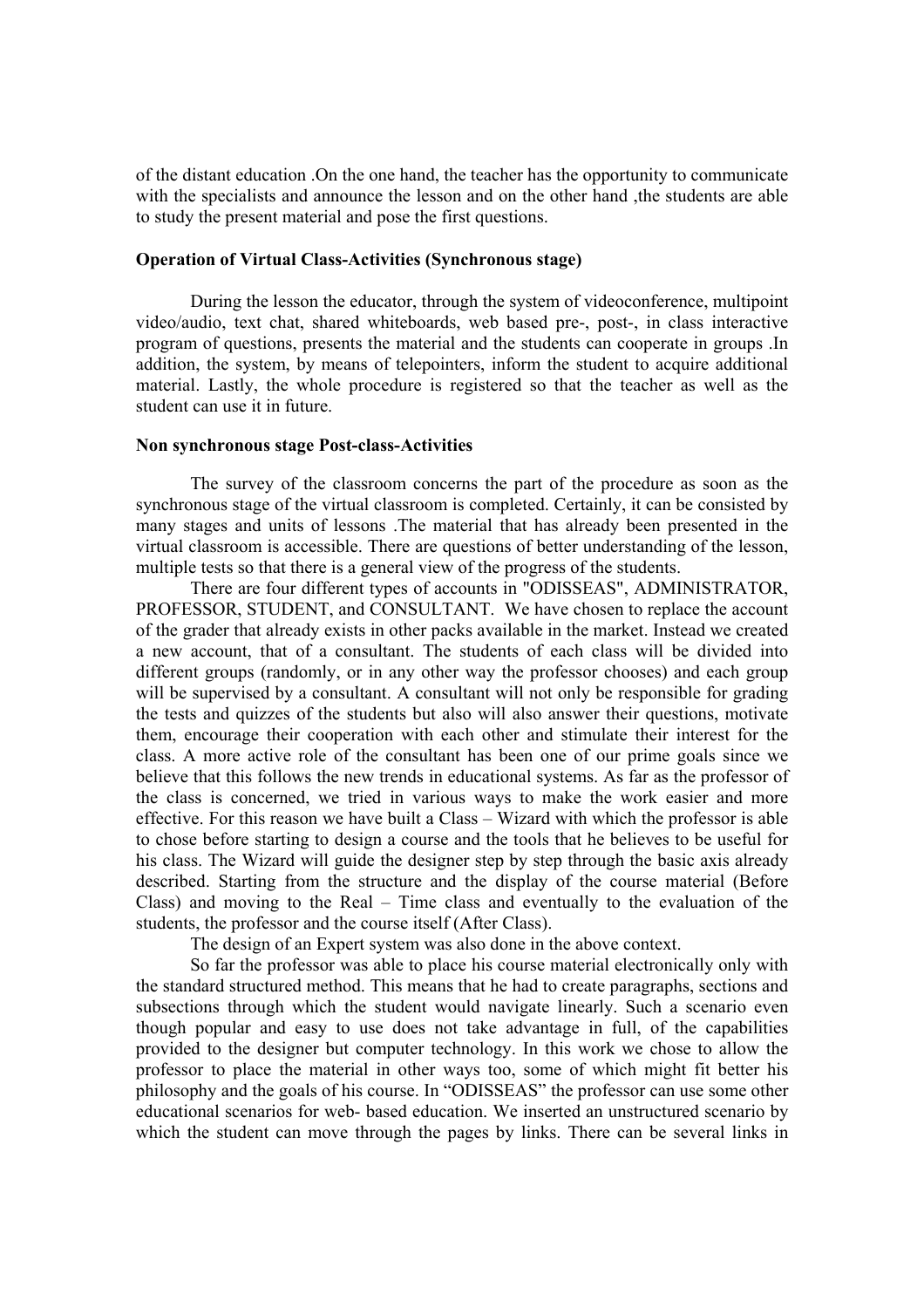of the distant education .On the one hand, the teacher has the opportunity to communicate with the specialists and announce the lesson and on the other hand ,the students are able to study the present material and pose the first questions.

**Operation of Virtual Class-Activities (Synchronous stage)**

During the lesson the educator, through the system of videoconference, multipoint video/audio, text chat, shared whiteboards, web based pre-, post-, in class interactive program of questions, presents the material and the students can cooperate in groups .In addition, the system, by means of telepointers, inform the student to acquire additional material. Lastly, the whole procedure is registered so that the teacher as well as the student can use it in future.

**Non synchronous stage Post-class-Activities**

The survey of the classroom concerns the part of the procedure as soon as the synchronous stage of the virtual classroom is completed. Certainly, it can be consisted by many stages and units of lessons .The material that has already been presented in the virtual classroom is accessible. There are questions of better understanding of the lesson, multiple tests so that there is a general view of the progress of the students.

There are four different types of accounts in "ODISSEAS", ADMINISTRATOR, PROFESSOR, STUDENT, and CONSULTANT. We have chosen to replace the account of the grader that already exists in other packs available in the market. Instead we created a new account, that of a consultant. The students of each class will be divided into different groups (randomly, or in any other way the professor chooses) and each group will be supervised by a consultant. A consultant will not only be responsible for grading the tests and quizzes of the students but also will also answer their questions, motivate them, encourage their cooperation with each other and stimulate their interest for the class. A more active role of the consultant has been one of our prime goals since we believe that this follows the new trends in educational systems. As far as the professor of the class is concerned, we tried in various ways to make the work easier and more effective. For this reason we have built a Class – Wizard with which the professor is able to chose before starting to design a course and the tools that he believes to be useful for his class. The Wizard will guide the designer step by step through the basic axis already described. Starting from the structure and the display of the course material (Before Class) and moving to the Real – Time class and eventually to the evaluation of the students, the professor and the course itself (After Class).

The design of an Expert system was also done in the above context.

So far the professor was able to place his course material electronically only with the standard structured method. This means that he had to create paragraphs, sections and subsections through which the student would navigate linearly. Such a scenario even though popular and easy to use does not take advantage in full, of the capabilities provided to the designer but computer technology. In this work we chose to allow the professor to place the material in other ways too, some of which might fit better his philosophy and the goals of his course. In "ODISSEAS" the professor can use some other educational scenarios for web- based education. We inserted an unstructured scenario by which the student can move through the pages by links. There can be several links in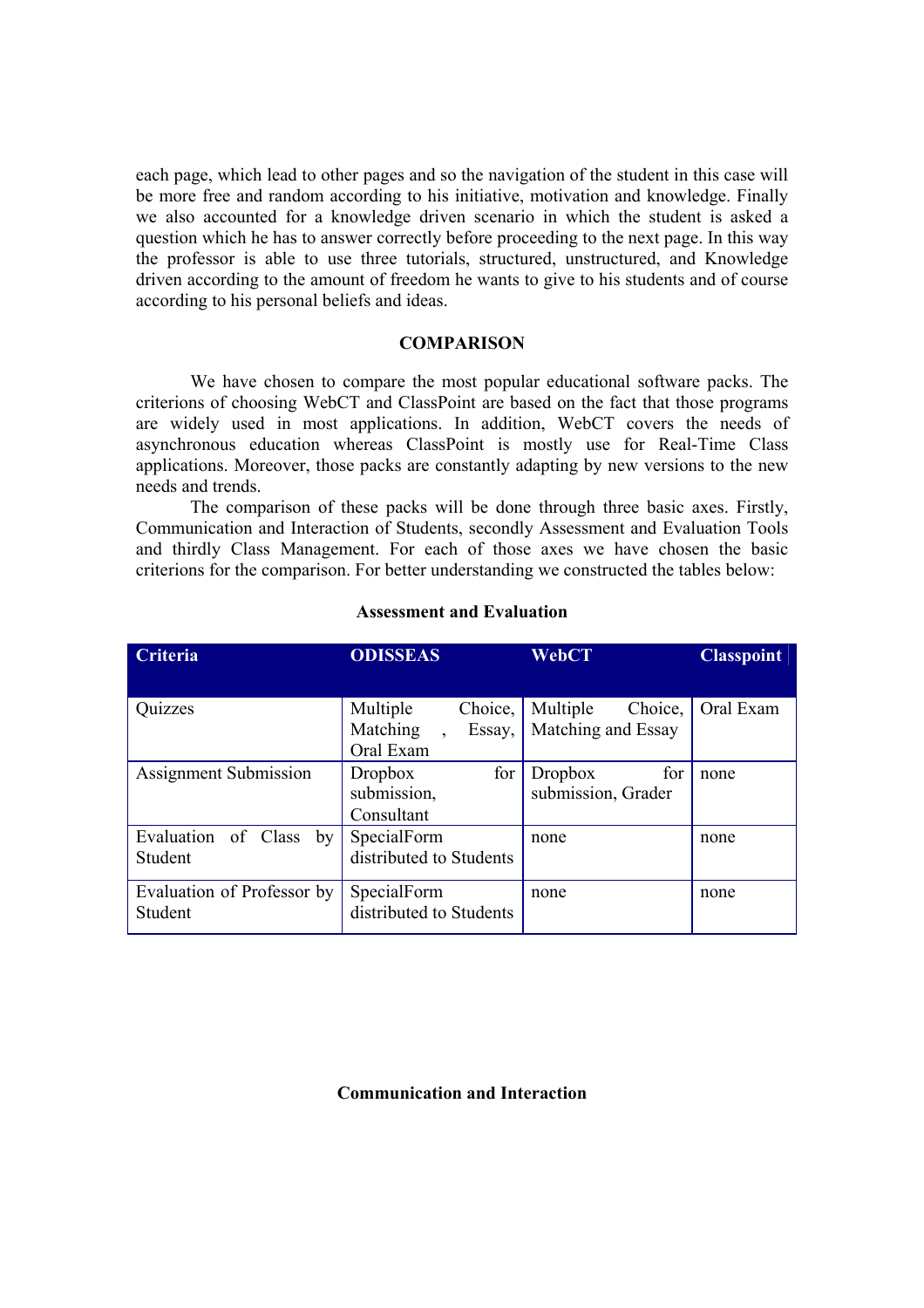each page, which lead to other pages and so the navigation of the student in this case will be more free and random according to his initiative, motivation and knowledge. Finally we also accounted for a knowledge driven scenario in which the student is asked a question which he has to answer correctly before proceeding to the next page. In this way the professor is able to use three tutorials, structured, unstructured, and Knowledge driven according to the amount of freedom he wants to give to his students and of course according to his personal beliefs and ideas.

## COMPARISON

We have chosen to compare the most popular educational software packs. The criterions of choosing WebCT and ClassPoint are based on the fact that those programs are widely used in most applications. In addition, WebCT covers the needs of asynchronous education whereas ClassPoint is mostly use for Real-Time Class applications. Moreover, those packs are constantly adapting by new versions to the new needs and trends.

The comparison of these packs will be done through three basic axes. Firstly, Communication and Interaction of Students, secondly Assessment and Evaluation Tools and thirdly Class Management. For each of those axes we have chosen the basic criterions for the comparison. For better understanding we constructed the tables below:

**Assessment and Evaluation**

| Criteria | ODISSEAS | WebCT | Classpoint |
|---|---|---|---|
| Quizzes | Multiple Choice, Matching , Essay, Oral Exam | Multiple Choice, Matching and Essay | Oral Exam |
| Assignment Submission | Dropbox for submission, Consultant | Dropbox for submission, Grader | none |
| Evaluation of Class by Student | SpecialForm distributed to Students | none | none |
| Evaluation of Professor by Student | SpecialForm distributed to Students | none | none |

**Communication and Interaction**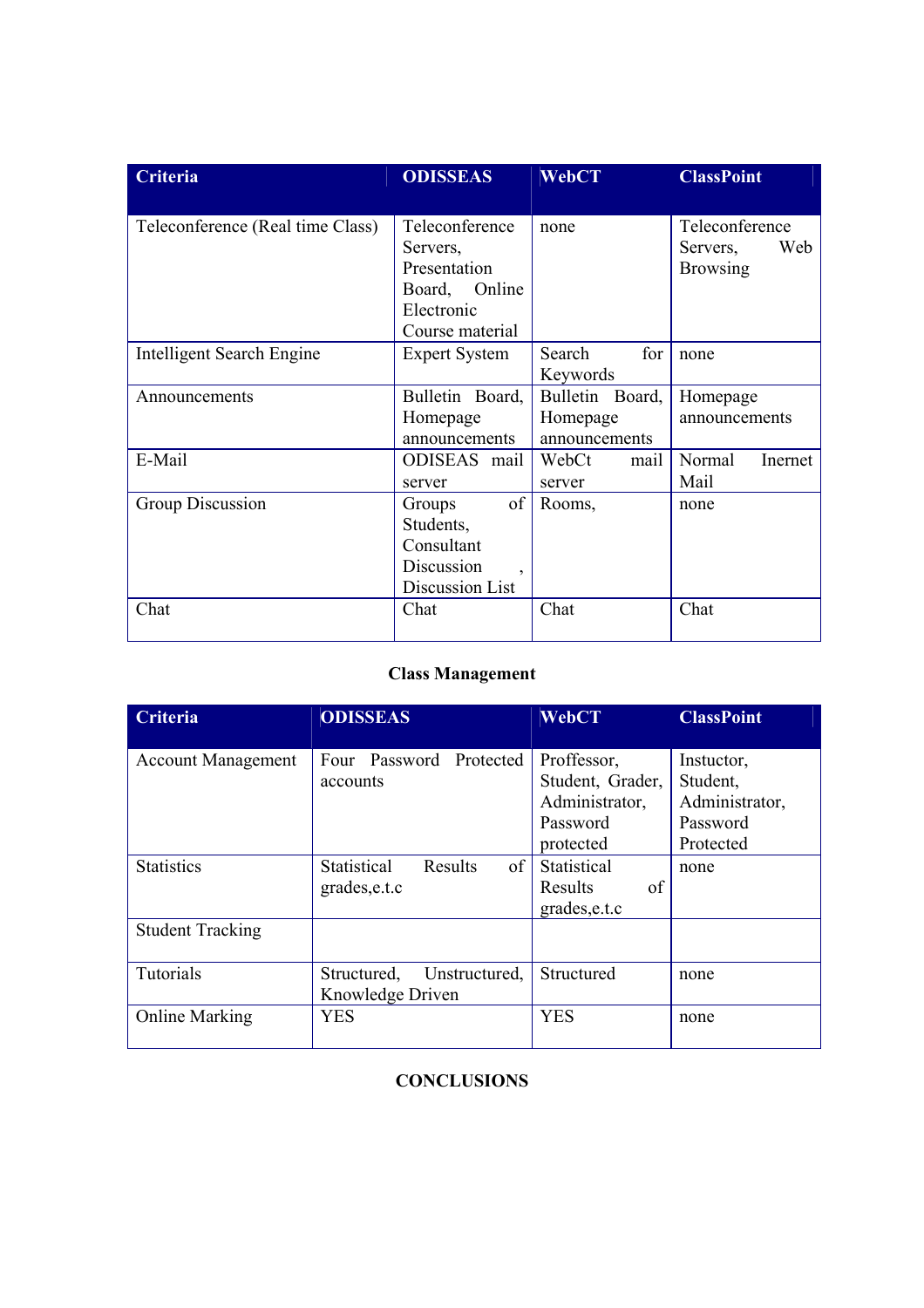| Criteria | ODISSEAS | WebCT | ClassPoint |
|---|---|---|---|
| Teleconference (Real time Class) | Teleconference Servers, Presentation Board, Online Electronic Course material | none | Teleconference Servers, Web Browsing |
| Intelligent Search Engine | Expert System | Search for Keywords | none |
| Announcements | Bulletin Board, Homepage announcements | Bulletin Board, Homepage announcements | Homepage announcements |
| E-Mail | ODISEAS mail server | WebCt mail server | Normal Inernet Mail |
| Group Discussion | Groups of Students, Consultant Discussion , Discussion List | Rooms, | none |
| Chat | Chat | Chat | Chat |

**Class Management**

| Criteria | ODISSEAS | WebCT | ClassPoint |
|---|---|---|---|
| Account Management | Four Password Protected accounts | Proffessor, Student, Grader, Administrator, Password protected | Instuctor, Student, Administrator, Password Protected |
| Statistics | Statistical Results of grades,e.t.c | Statistical Results of grades,e.t.c | none |
| Student Tracking | | | |
| Tutorials | Structured, Unstructured, Knowledge Driven | Structured | none |
| Online Marking | YES | YES | none |

**CONCLUSIONS**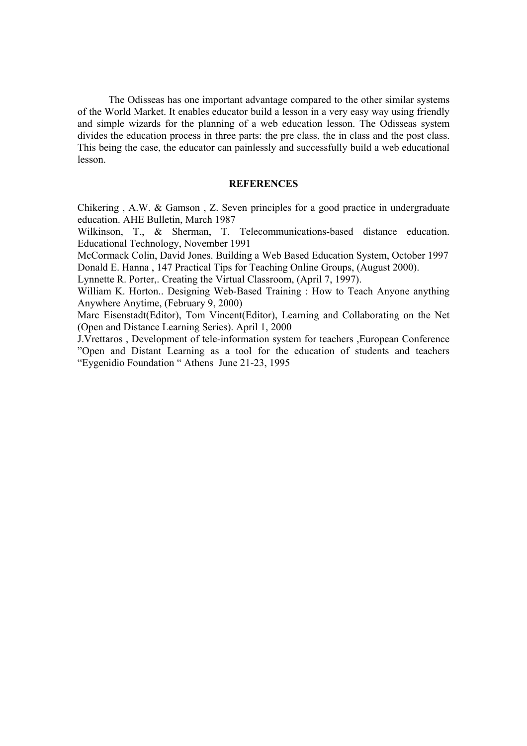The Odisseas has one important advantage compared to the other similar systems of the World Market. It enables educator build a lesson in a very easy way using friendly and simple wizards for the planning of a web education lesson. The Odisseas system divides the education process in three parts: the pre class, the in class and the post class. This being the case, the educator can painlessly and successfully build a web educational lesson.

## REFERENCES

Chikering , A.W. & Gamson , Z. Seven principles for a good practice in undergraduate education. AHE Bulletin, March 1987

Wilkinson, T., & Sherman, T. Telecommunications-based distance education. Educational Technology, November 1991

McCormack Colin, David Jones. Building a Web Based Education System, October 1997

Donald E. Hanna , 147 Practical Tips for Teaching Online Groups, (August 2000).

Lynnette R. Porter,. Creating the Virtual Classroom, (April 7, 1997).

William K. Horton.. Designing Web-Based Training : How to Teach Anyone anything Anywhere Anytime, (February 9, 2000)

Marc Eisenstadt(Editor), Tom Vincent(Editor), Learning and Collaborating on the Net (Open and Distance Learning Series). April 1, 2000

J.Vrettaros , Development of tele-information system for teachers ,European Conference "Open and Distant Learning as a tool for the education of students and teachers "Eygenidio Foundation " Athens June 21-23, 1995